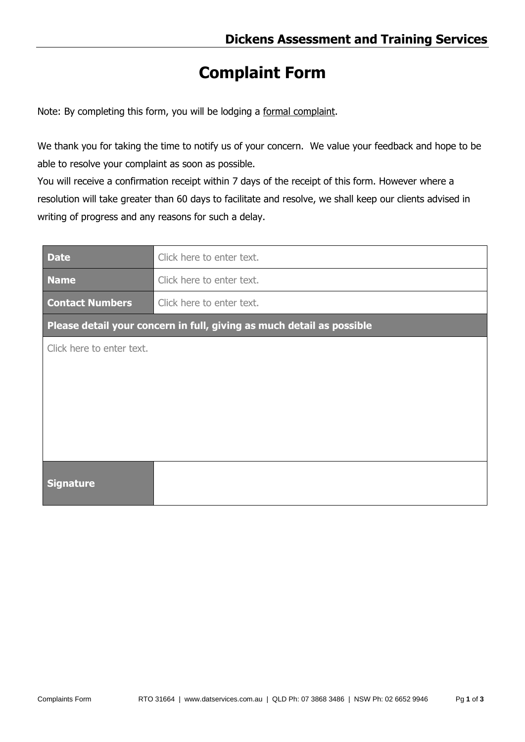# Complaint Form

Note: By completing this form, you will be lodging a formal complaint.

We thank you for taking the time to notify us of your concern. We value your feedback and hope to be able to resolve your complaint as soon as possible.
You will receive a confirmation receipt within 7 days of the receipt of this form. However where a resolution will take greater than 60 days to facilitate and resolve, we shall keep our clients advised in writing of progress and any reasons for such a delay.

| **Date** | Click here to enter text. |
|---|---|
| **Name** | Click here to enter text. |
| **Contact Numbers** | Click here to enter text. |
| **Please detail your concern in full, giving as much detail as possible** | |
| Click here to enter text. | |
| **Signature** | |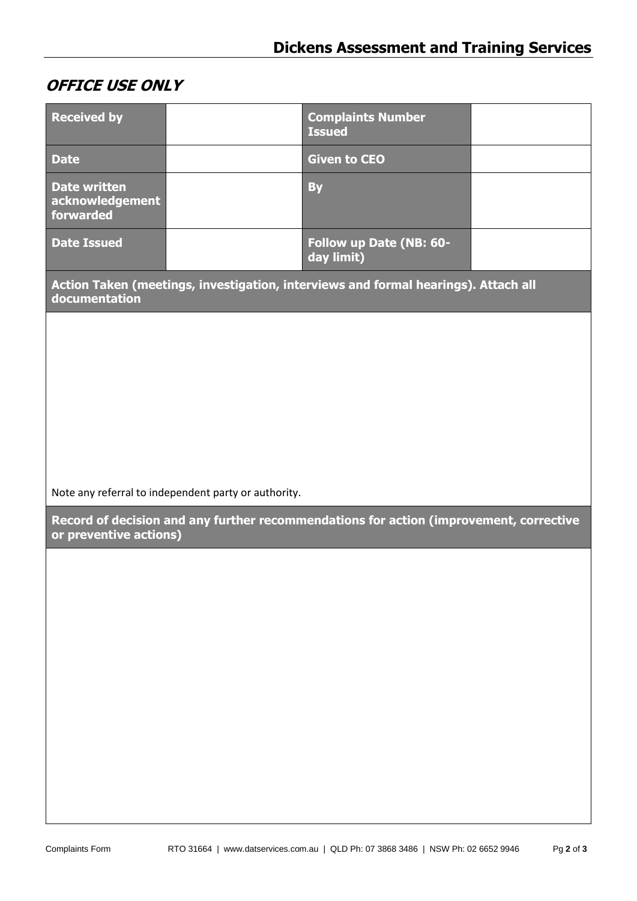## *OFFICE USE ONLY*

| **Received by** | | **Complaints Number Issued** | |
|---|---|---|---|
| **Date** | | **Given to CEO** | |
| **Date written acknowledgement forwarded** | | **By** | |
| **Date Issued** | | **Follow up Date (NB: 60-day limit)** | |

| **Action Taken (meetings, investigation, interviews and formal hearings). Attach all documentation** |
|---|
| Note any referral to independent party or authority. |

| **Record of decision and any further recommendations for action (improvement, corrective or preventive actions)** |
|---|
| |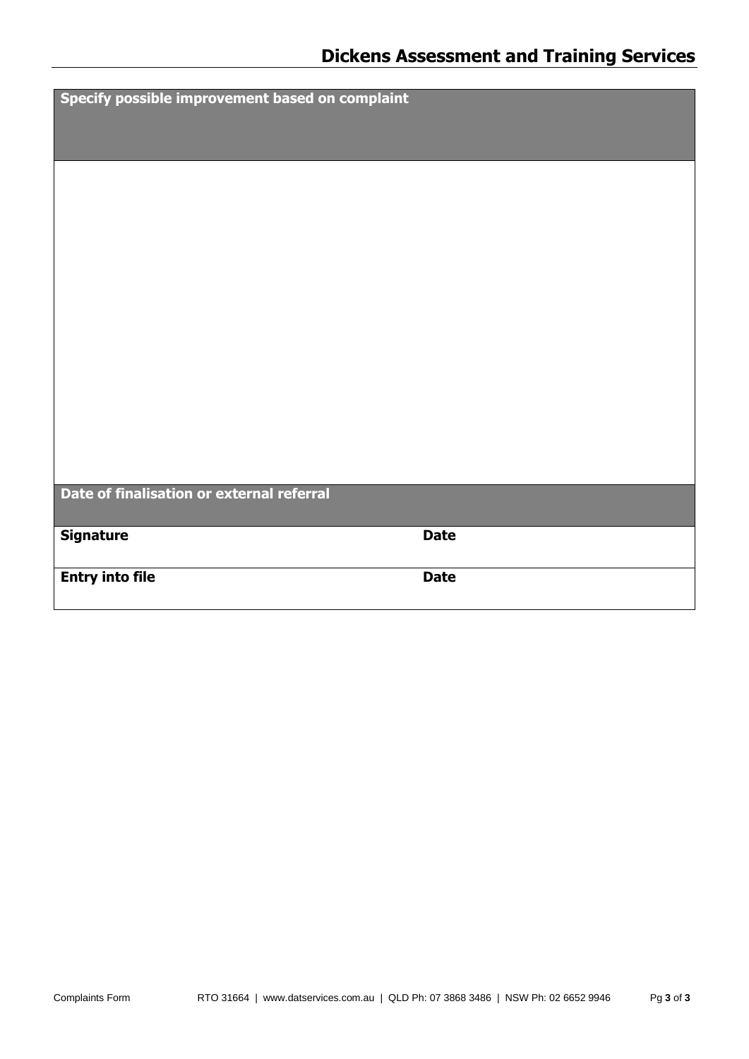| Specify possible improvement based on complaint | |
| --- | --- |
| | |
| **Date of finalisation or external referral** | |
| **Signature** | **Date** |
| **Entry into file** | **Date** |